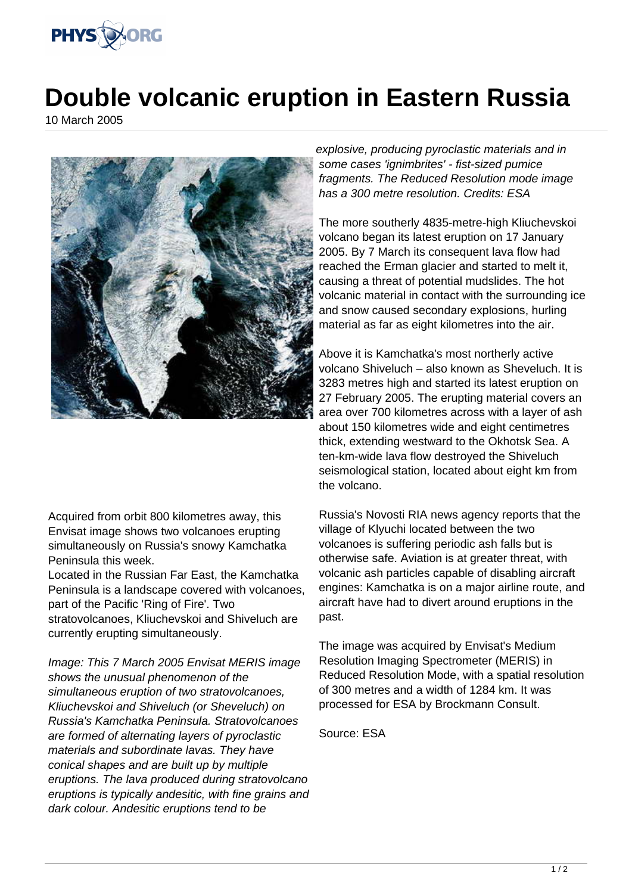# Double volcanic eruption in Eastern Russia

10 March 2005

Acquired from orbit 800 kilometres away, this Envisat image shows two volcanoes erupting simultaneously on Russia's snowy Kamchatka Peninsula this week.

Located in the Russian Far East, the Kamchatka Peninsula is a landscape covered with volcanoes, part of the Pacific 'Ring of Fire'. Two stratovolcanoes, Kliuchevskoi and Shiveluch are currently erupting simultaneously.

*Image: This 7 March 2005 Envisat MERIS image shows the unusual phenomenon of the simultaneous eruption of two stratovolcanoes, Kliuchevskoi and Shiveluch (or Sheveluch) on Russia's Kamchatka Peninsula. Stratovolcanoes are formed of alternating layers of pyroclastic materials and subordinate lavas. They have conical shapes and are built up by multiple eruptions. The lava produced during stratovolcano eruptions is typically andesitic, with fine grains and dark colour. Andesitic eruptions tend to be explosive, producing pyroclastic materials and in some cases 'ignimbrites' - fist-sized pumice fragments. The Reduced Resolution mode image has a 300 metre resolution. Credits: ESA*

The more southerly 4835-metre-high Kliuchevskoi volcano began its latest eruption on 17 January 2005. By 7 March its consequent lava flow had reached the Erman glacier and started to melt it, causing a threat of potential mudslides. The hot volcanic material in contact with the surrounding ice and snow caused secondary explosions, hurling material as far as eight kilometres into the air.

Above it is Kamchatka's most northerly active volcano Shiveluch – also known as Sheveluch. It is 3283 metres high and started its latest eruption on 27 February 2005. The erupting material covers an area over 700 kilometres across with a layer of ash about 150 kilometres wide and eight centimetres thick, extending westward to the Okhotsk Sea. A ten-km-wide lava flow destroyed the Shiveluch seismological station, located about eight km from the volcano.

Russia's Novosti RIA news agency reports that the village of Klyuchi located between the two volcanoes is suffering periodic ash falls but is otherwise safe. Aviation is at greater threat, with volcanic ash particles capable of disabling aircraft engines: Kamchatka is on a major airline route, and aircraft have had to divert around eruptions in the past.

The image was acquired by Envisat's Medium Resolution Imaging Spectrometer (MERIS) in Reduced Resolution Mode, with a spatial resolution of 300 metres and a width of 1284 km. It was processed for ESA by Brockmann Consult.

Source: ESA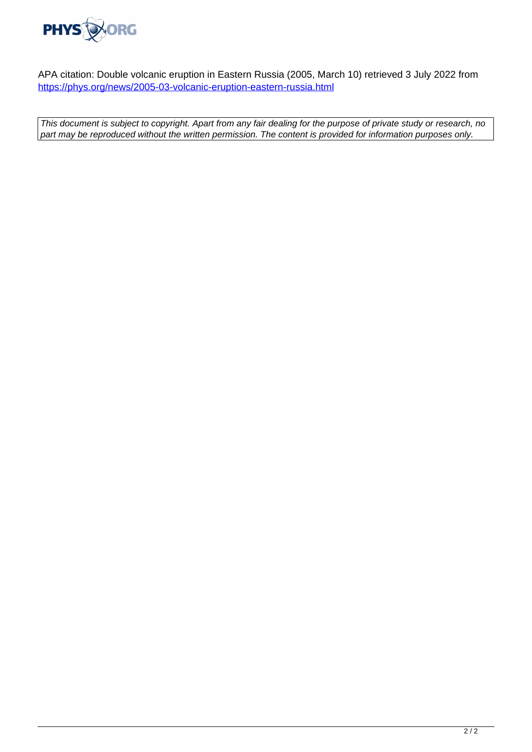APA citation: Double volcanic eruption in Eastern Russia (2005, March 10) retrieved 3 July 2022 from https://phys.org/news/2005-03-volcanic-eruption-eastern-russia.html

*This document is subject to copyright. Apart from any fair dealing for the purpose of private study or research, no part may be reproduced without the written permission. The content is provided for information purposes only.*